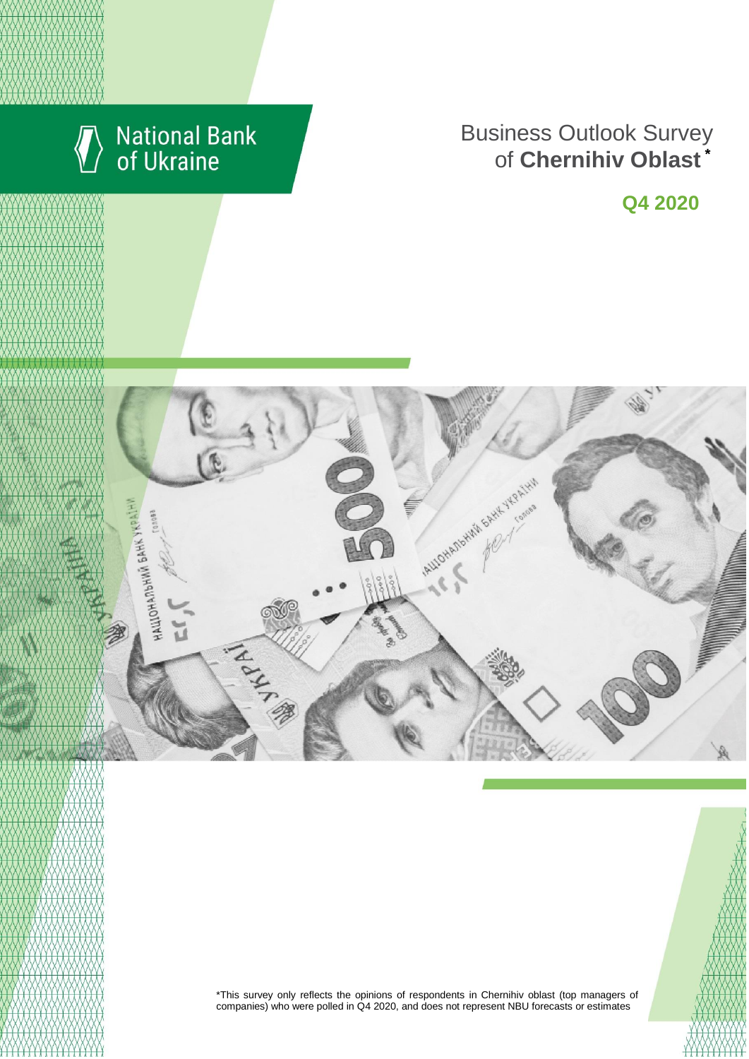National Bank of Ukraine

# Business Outlook Survey of **Chernihiv Oblast** *

## Q4 2020

*This survey only reflects the opinions of respondents in Chernihiv oblast (top managers of companies) who were polled in Q4 2020, and does not represent NBU forecasts or estimates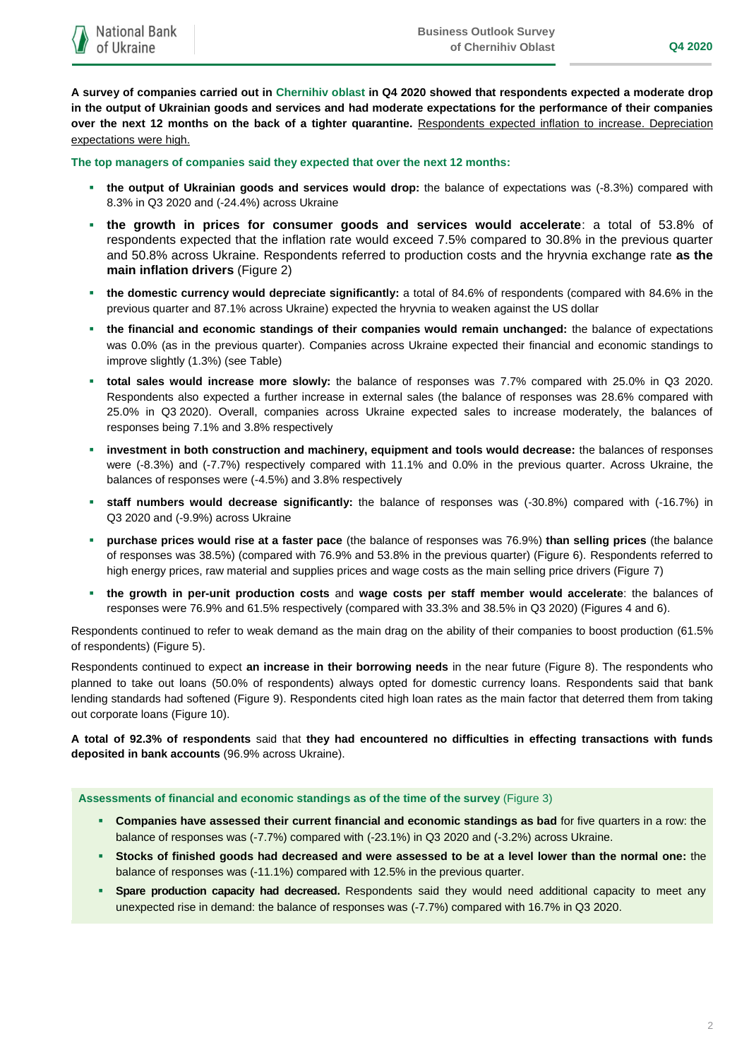**A survey of companies carried out in Chernihiv oblast in Q4 2020 showed that respondents expected a moderate drop in the output of Ukrainian goods and services and had moderate expectations for the performance of their companies over the next 12 months on the back of a tighter quarantine.** Respondents expected inflation to increase. Depreciation expectations were high.

**The top managers of companies said they expected that over the next 12 months:**

- **the output of Ukrainian goods and services would drop:** the balance of expectations was (-8.3%) compared with 8.3% in Q3 2020 and (-24.4%) across Ukraine
- **the growth in prices for consumer goods and services would accelerate**: a total of 53.8% of respondents expected that the inflation rate would exceed 7.5% compared to 30.8% in the previous quarter and 50.8% across Ukraine. Respondents referred to production costs and the hryvnia exchange rate **as the main inflation drivers** (Figure 2)
- **the domestic currency would depreciate significantly:** a total of 84.6% of respondents (compared with 84.6% in the previous quarter and 87.1% across Ukraine) expected the hryvnia to weaken against the US dollar
- **the financial and economic standings of their companies would remain unchanged:** the balance of expectations was 0.0% (as in the previous quarter). Companies across Ukraine expected their financial and economic standings to improve slightly (1.3%) (see Table)
- **total sales would increase more slowly:** the balance of responses was 7.7% compared with 25.0% in Q3 2020. Respondents also expected a further increase in external sales (the balance of responses was 28.6% compared with 25.0% in Q3 2020). Overall, companies across Ukraine expected sales to increase moderately, the balances of responses being 7.1% and 3.8% respectively
- **investment in both construction and machinery, equipment and tools would decrease:** the balances of responses were (-8.3%) and (-7.7%) respectively compared with 11.1% and 0.0% in the previous quarter. Across Ukraine, the balances of responses were (-4.5%) and 3.8% respectively
- **staff numbers would decrease significantly:** the balance of responses was (-30.8%) compared with (-16.7%) in Q3 2020 and (-9.9%) across Ukraine
- **purchase prices would rise at a faster pace** (the balance of responses was 76.9%) **than selling prices** (the balance of responses was 38.5%) (compared with 76.9% and 53.8% in the previous quarter) (Figure 6). Respondents referred to high energy prices, raw material and supplies prices and wage costs as the main selling price drivers (Figure 7)
- **the growth in per-unit production costs** and **wage costs per staff member would accelerate**: the balances of responses were 76.9% and 61.5% respectively (compared with 33.3% and 38.5% in Q3 2020) (Figures 4 and 6).

Respondents continued to refer to weak demand as the main drag on the ability of their companies to boost production (61.5% of respondents) (Figure 5).

Respondents continued to expect **an increase in their borrowing needs** in the near future (Figure 8). The respondents who planned to take out loans (50.0% of respondents) always opted for domestic currency loans. Respondents said that bank lending standards had softened (Figure 9). Respondents cited high loan rates as the main factor that deterred them from taking out corporate loans (Figure 10).

**A total of 92.3% of respondents** said that **they had encountered no difficulties in effecting transactions with funds deposited in bank accounts** (96.9% across Ukraine).

**Assessments of financial and economic standings as of the time of the survey** (Figure 3)

- **Companies have assessed their current financial and economic standings as bad** for five quarters in a row: the balance of responses was (-7.7%) compared with (-23.1%) in Q3 2020 and (-3.2%) across Ukraine.
- **Stocks of finished goods had decreased and were assessed to be at a level lower than the normal one:** the balance of responses was (-11.1%) compared with 12.5% in the previous quarter.
- **Spare production capacity had decreased.** Respondents said they would need additional capacity to meet any unexpected rise in demand: the balance of responses was (-7.7%) compared with 16.7% in Q3 2020.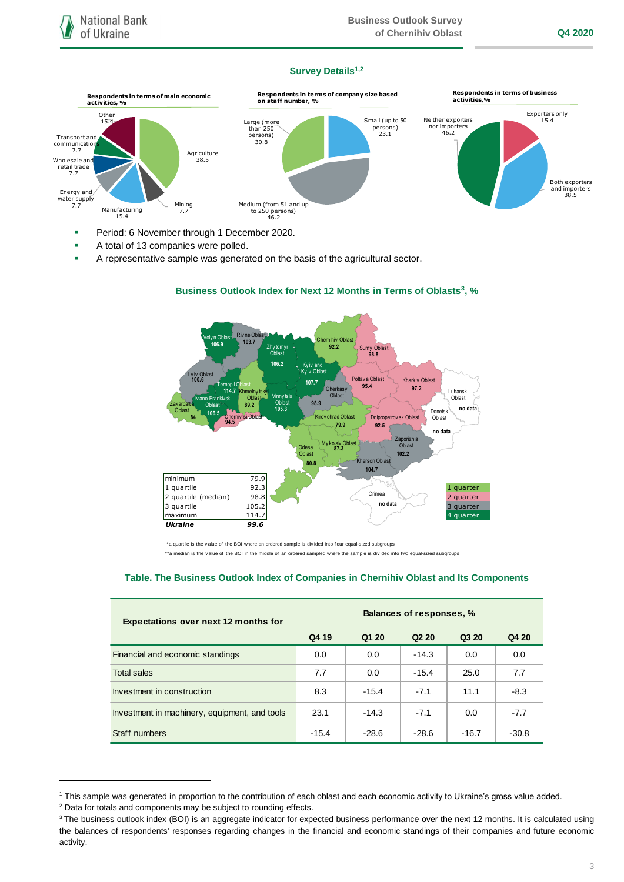## Survey Details[1,2]

**Respondents in terms of main economic activities, %**

Other 15.4; Transport and communications 7.7; Wholesale and retail trade 7.7; Energy and water supply 7.7; Manufacturing 15.4; Mining 7.7; Agriculture 38.5

**Respondents in terms of company size based on staff number, %**

Large (more than 250 persons) 30.8; Small (up to 50 persons) 23.1; Medium (from 51 and up to 250 persons) 46.2

**Respondents in terms of business activities, %**

Neither exporters nor importers 46.2; Exporters only 15.4; Both exporters and importers 38.5

- Period: 6 November through 1 December 2020.
- A total of 13 companies were polled.
- A representative sample was generated on the basis of the agricultural sector.

### Business Outlook Index for Next 12 Months in Terms of Oblasts[3], %

Volyn Oblast 106.9; Rivne Oblast 103.7; Zhytomyr Oblast 106.2; Chernihiv Oblast 92.2; Sumy Oblast 98.8; Lviv Oblast 100.6; Kyiv and Kyiv Oblast 107.7; Ternopil Oblast 114.7; Khmelnytskyi Oblast 89.2; Vinnytsia Oblast 105.3; Cherkasy Oblast 98.9; Poltava Oblast 95.4; Kharkiv Oblast 97.2; Luhansk Oblast no data; Ivano-Frankivsk Oblast 106.5; Zakarpattia Oblast 84; Chernivtsi Oblast 94.5; Kirovohrad Oblast 79.9; Dnipropetrovsk Oblast 92.5; Donetsk Oblast no data; Odesa Oblast 80.8; Mykolaiv Oblast 87.3; Zaporizhia Oblast 102.2; Kherson Oblast 104.7; Crimea no data

| | |
|---|---|
| minimum | 79.9 |
| 1 quartile | 92.3 |
| 2 quartile (median) | 98.8 |
| 3 quartile | 105.2 |
| maximum | 114.7 |
| ***Ukraine*** | ***99.6*** |

Legend: 1 quarter; 2 quarter; 3 quarter; 4 quarter

*a quartile is the value of the BOI where an ordered sample is divided into four equal-sized subgroups

**a median is the value of the BOI in the middle of an ordered sampled where the sample is divided into two equal-sized subgroups

### Table. The Business Outlook Index of Companies in Chernihiv Oblast and Its Components

| Expectations over next 12 months for | Balances of responses, % | | | | |
|---|---|---|---|---|---|
| | Q4 19 | Q1 20 | Q2 20 | Q3 20 | Q4 20 |
| Financial and economic standings | 0.0 | 0.0 | -14.3 | 0.0 | 0.0 |
| Total sales | 7.7 | 0.0 | -15.4 | 25.0 | 7.7 |
| Investment in construction | 8.3 | -15.4 | -7.1 | 11.1 | -8.3 |
| Investment in machinery, equipment, and tools | 23.1 | -14.3 | -7.1 | 0.0 | -7.7 |
| Staff numbers | -15.4 | -28.6 | -28.6 | -16.7 | -30.8 |

---

[1] This sample was generated in proportion to the contribution of each oblast and each economic activity to Ukraine's gross value added.

[2] Data for totals and components may be subject to rounding effects.

[3] The business outlook index (BOI) is an aggregate indicator for expected business performance over the next 12 months. It is calculated using the balances of respondents' responses regarding changes in the financial and economic standings of their companies and future economic activity.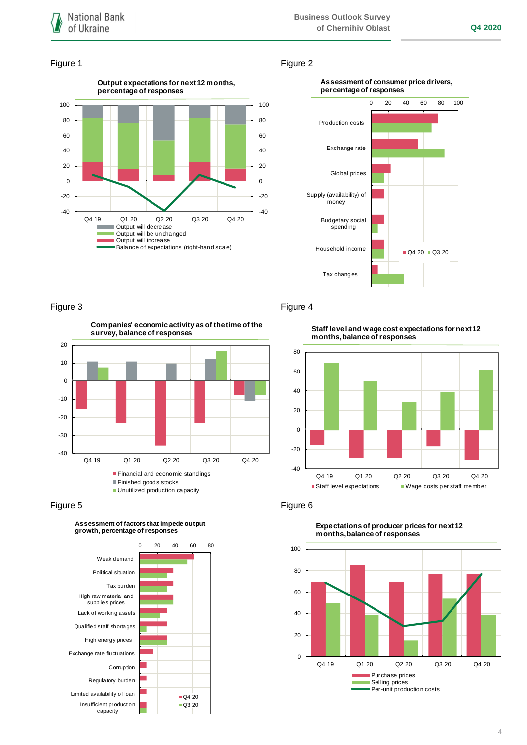Figure 1

**Output expectations for next 12 months, percentage of responses**

Q4 19, Q1 20, Q2 20, Q3 20, Q4 20

- Output will decrease
- Output will be unchanged
- Output will increase
- Balance of expectations (right-hand scale)

Figure 2

**Assessment of consumer price drivers, percentage of responses**

Production costs; Exchange rate; Global prices; Supply (availability) of money; Budgetary social spending; Household income; Tax changes

Q4 20, Q3 20

Figure 3

**Companies' economic activity as of the time of the survey, balance of responses**

Q4 19, Q1 20, Q2 20, Q3 20, Q4 20

- Financial and economic standings
- Finished goods stocks
- Unutilized production capacity

Figure 4

**Staff level and wage cost expectations for next 12 months, balance of responses**

Q4 19, Q1 20, Q2 20, Q3 20, Q4 20

- Staff level expectations
- Wage costs per staff member

Figure 5

**Assessment of factors that impede output growth, percentage of responses**

Weak demand; Political situation; Tax burden; High raw material and supplies prices; Lack of working assets; Qualified staff shortages; High energy prices; Exchange rate fluctuations; Corruption; Regulatory burden; Limited availability of loan; Insufficient production capacity

Q4 20, Q3 20

Figure 6

**Expectations of producer prices for next 12 months, balance of responses**

Q4 19, Q1 20, Q2 20, Q3 20, Q4 20

- Purchase prices
- Selling prices
- Per-unit production costs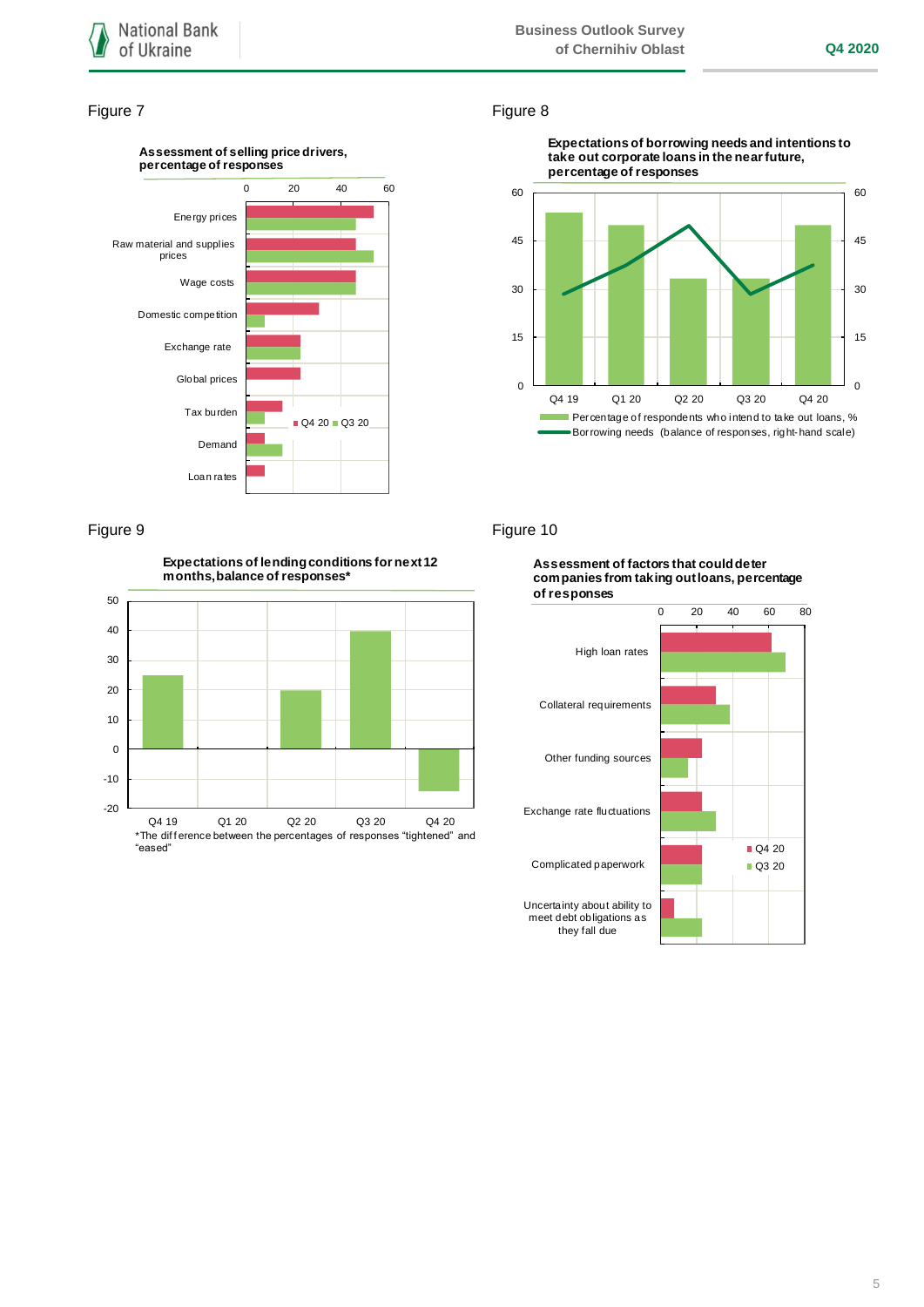Figure 7

**Assessment of selling price drivers, percentage of responses**

0 20 40 60

Energy prices

Raw material and supplies prices

Wage costs

Domestic competition

Exchange rate

Global prices

Tax burden

Demand

Loan rates

Q4 20 Q3 20

Figure 8

**Expectations of borrowing needs and intentions to take out corporate loans in the near future, percentage of responses**

60 45 30 15 0

Q4 19 Q1 20 Q2 20 Q3 20 Q4 20

Percentage of respondents who intend to take out loans, %

Borrowing needs (balance of responses, right-hand scale)

Figure 9

**Expectations of lending conditions for next 12 months, balance of responses***

50 40 30 20 10 0 -10 -20

Q4 19 Q1 20 Q2 20 Q3 20 Q4 20

*The difference between the percentages of responses "tightened" and "eased"

Figure 10

**Assessment of factors that could deter companies from taking out loans, percentage of responses**

0 20 40 60 80

High loan rates

Collateral requirements

Other funding sources

Exchange rate fluctuations

Complicated paperwork

Uncertainty about ability to meet debt obligations as they fall due

Q4 20

Q3 20